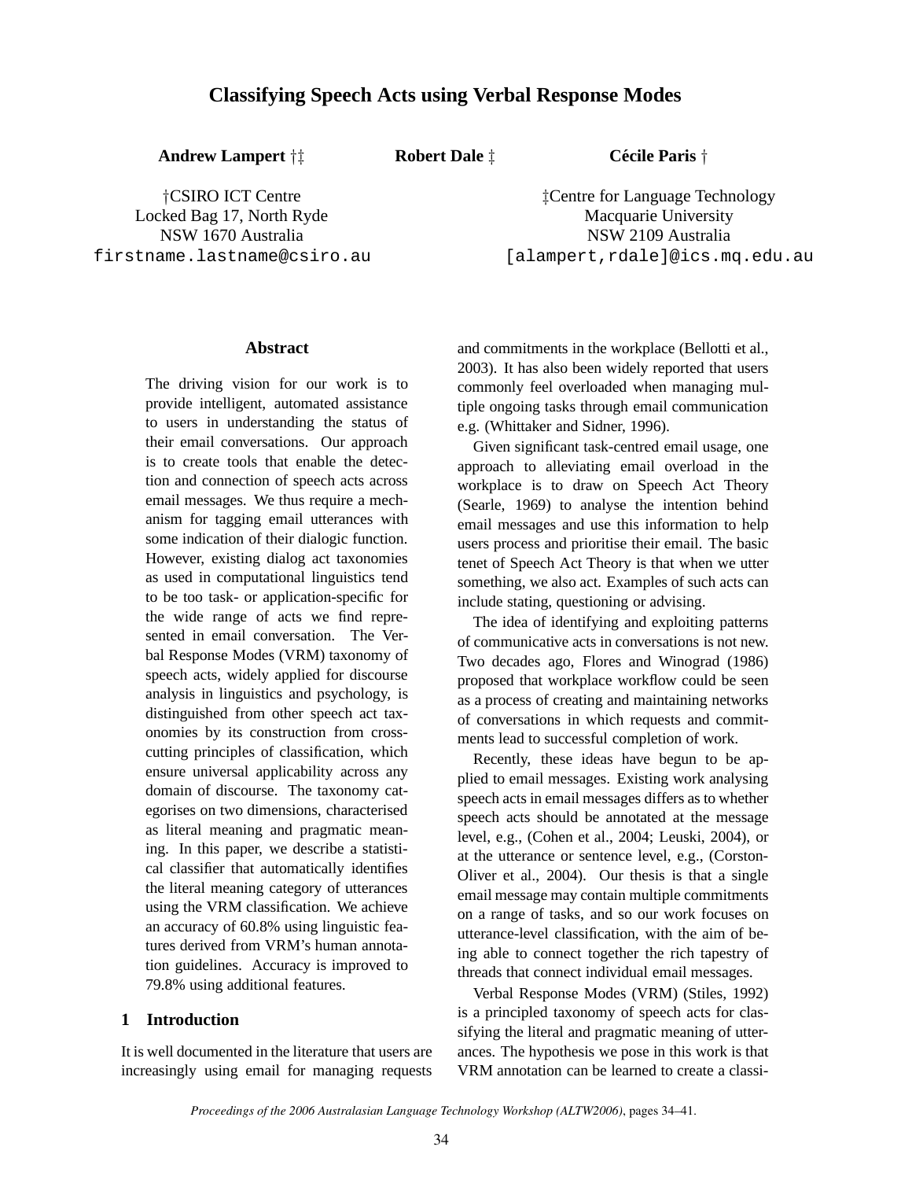# Classifying Speech Acts using Verbal Response Modes

**Andrew Lampert** †‡ **Robert Dale** ‡ **Cécile Paris** †

†CSIRO ICT Centre
Locked Bag 17, North Ryde
NSW 1670 Australia
firstname.lastname@csiro.au

‡Centre for Language Technology
Macquarie University
NSW 2109 Australia
[alampert,rdale]@ics.mq.edu.au

## Abstract

The driving vision for our work is to provide intelligent, automated assistance to users in understanding the status of their email conversations. Our approach is to create tools that enable the detection and connection of speech acts across email messages. We thus require a mechanism for tagging email utterances with some indication of their dialogic function. However, existing dialog act taxonomies as used in computational linguistics tend to be too task- or application-specific for the wide range of acts we find represented in email conversation. The Verbal Response Modes (VRM) taxonomy of speech acts, widely applied for discourse analysis in linguistics and psychology, is distinguished from other speech act taxonomies by its construction from crosscutting principles of classification, which ensure universal applicability across any domain of discourse. The taxonomy categorises on two dimensions, characterised as literal meaning and pragmatic meaning. In this paper, we describe a statistical classifier that automatically identifies the literal meaning category of utterances using the VRM classification. We achieve an accuracy of 60.8% using linguistic features derived from VRM's human annotation guidelines. Accuracy is improved to 79.8% using additional features.

## 1 Introduction

It is well documented in the literature that users are increasingly using email for managing requests and commitments in the workplace (Bellotti et al., 2003). It has also been widely reported that users commonly feel overloaded when managing multiple ongoing tasks through email communication e.g. (Whittaker and Sidner, 1996).

Given significant task-centred email usage, one approach to alleviating email overload in the workplace is to draw on Speech Act Theory (Searle, 1969) to analyse the intention behind email messages and use this information to help users process and prioritise their email. The basic tenet of Speech Act Theory is that when we utter something, we also act. Examples of such acts can include stating, questioning or advising.

The idea of identifying and exploiting patterns of communicative acts in conversations is not new. Two decades ago, Flores and Winograd (1986) proposed that workplace workflow could be seen as a process of creating and maintaining networks of conversations in which requests and commitments lead to successful completion of work.

Recently, these ideas have begun to be applied to email messages. Existing work analysing speech acts in email messages differs as to whether speech acts should be annotated at the message level, e.g., (Cohen et al., 2004; Leuski, 2004), or at the utterance or sentence level, e.g., (Corston-Oliver et al., 2004). Our thesis is that a single email message may contain multiple commitments on a range of tasks, and so our work focuses on utterance-level classification, with the aim of being able to connect together the rich tapestry of threads that connect individual email messages.

Verbal Response Modes (VRM) (Stiles, 1992) is a principled taxonomy of speech acts for classifying the literal and pragmatic meaning of utterances. The hypothesis we pose in this work is that VRM annotation can be learned to create a classi-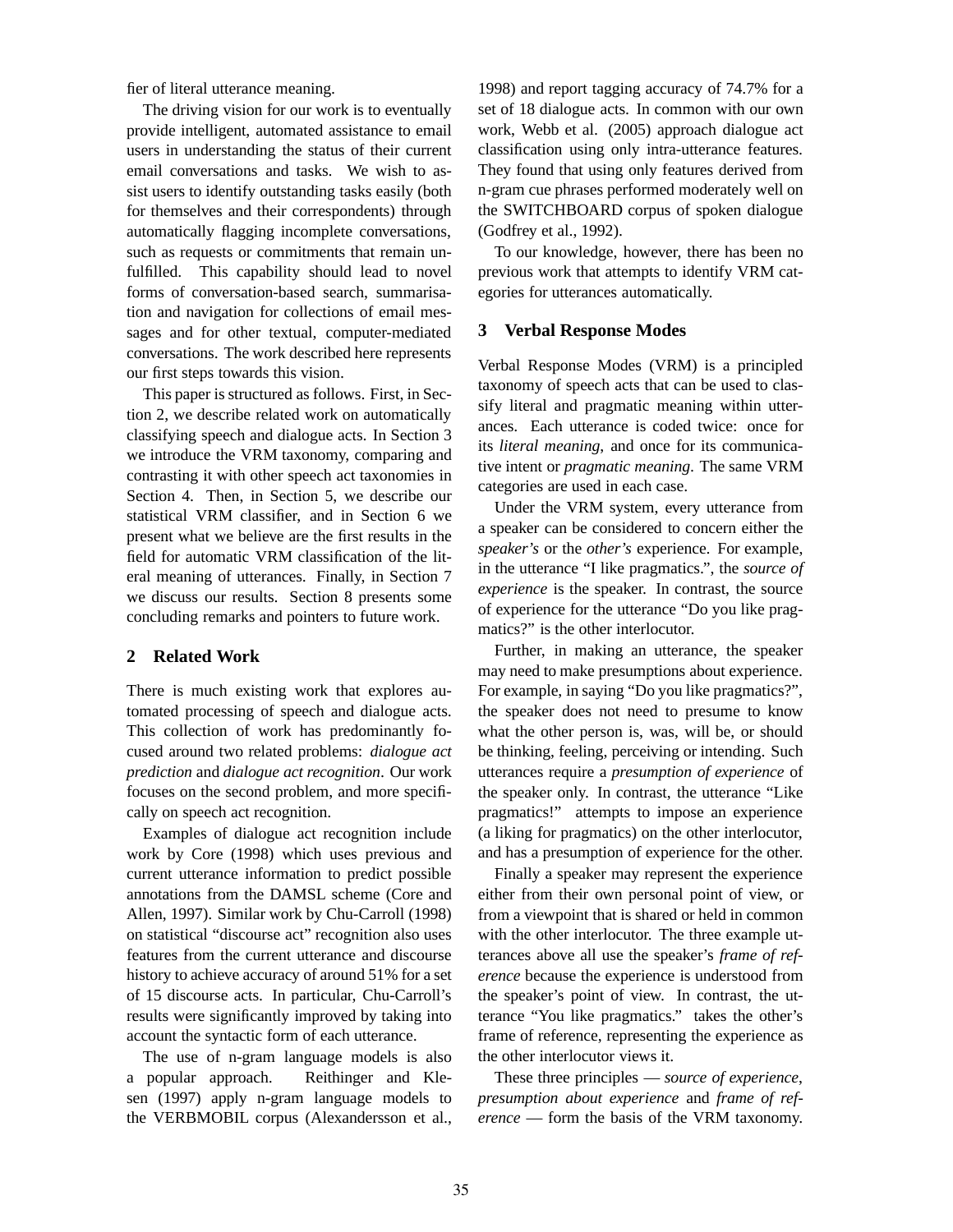fier of literal utterance meaning.

The driving vision for our work is to eventually provide intelligent, automated assistance to email users in understanding the status of their current email conversations and tasks. We wish to assist users to identify outstanding tasks easily (both for themselves and their correspondents) through automatically flagging incomplete conversations, such as requests or commitments that remain unfulfilled. This capability should lead to novel forms of conversation-based search, summarisation and navigation for collections of email messages and for other textual, computer-mediated conversations. The work described here represents our first steps towards this vision.

This paper is structured as follows. First, in Section 2, we describe related work on automatically classifying speech and dialogue acts. In Section 3 we introduce the VRM taxonomy, comparing and contrasting it with other speech act taxonomies in Section 4. Then, in Section 5, we describe our statistical VRM classifier, and in Section 6 we present what we believe are the first results in the field for automatic VRM classification of the literal meaning of utterances. Finally, in Section 7 we discuss our results. Section 8 presents some concluding remarks and pointers to future work.

## 2 Related Work

There is much existing work that explores automated processing of speech and dialogue acts. This collection of work has predominantly focused around two related problems: *dialogue act prediction* and *dialogue act recognition*. Our work focuses on the second problem, and more specifically on speech act recognition.

Examples of dialogue act recognition include work by Core (1998) which uses previous and current utterance information to predict possible annotations from the DAMSL scheme (Core and Allen, 1997). Similar work by Chu-Carroll (1998) on statistical "discourse act" recognition also uses features from the current utterance and discourse history to achieve accuracy of around 51% for a set of 15 discourse acts. In particular, Chu-Carroll's results were significantly improved by taking into account the syntactic form of each utterance.

The use of n-gram language models is also a popular approach. Reithinger and Klesen (1997) apply n-gram language models to the VERBMOBIL corpus (Alexandersson et al., 1998) and report tagging accuracy of 74.7% for a set of 18 dialogue acts. In common with our own work, Webb et al. (2005) approach dialogue act classification using only intra-utterance features. They found that using only features derived from n-gram cue phrases performed moderately well on the SWITCHBOARD corpus of spoken dialogue (Godfrey et al., 1992).

To our knowledge, however, there has been no previous work that attempts to identify VRM categories for utterances automatically.

## 3 Verbal Response Modes

Verbal Response Modes (VRM) is a principled taxonomy of speech acts that can be used to classify literal and pragmatic meaning within utterances. Each utterance is coded twice: once for its *literal meaning*, and once for its communicative intent or *pragmatic meaning*. The same VRM categories are used in each case.

Under the VRM system, every utterance from a speaker can be considered to concern either the *speaker's* or the *other's* experience. For example, in the utterance "I like pragmatics.", the *source of experience* is the speaker. In contrast, the source of experience for the utterance "Do you like pragmatics?" is the other interlocutor.

Further, in making an utterance, the speaker may need to make presumptions about experience. For example, in saying "Do you like pragmatics?", the speaker does not need to presume to know what the other person is, was, will be, or should be thinking, feeling, perceiving or intending. Such utterances require a *presumption of experience* of the speaker only. In contrast, the utterance "Like pragmatics!" attempts to impose an experience (a liking for pragmatics) on the other interlocutor, and has a presumption of experience for the other.

Finally a speaker may represent the experience either from their own personal point of view, or from a viewpoint that is shared or held in common with the other interlocutor. The three example utterances above all use the speaker's *frame of reference* because the experience is understood from the speaker's point of view. In contrast, the utterance "You like pragmatics." takes the other's frame of reference, representing the experience as the other interlocutor views it.

These three principles — *source of experience*, *presumption about experience* and *frame of reference* — form the basis of the VRM taxonomy.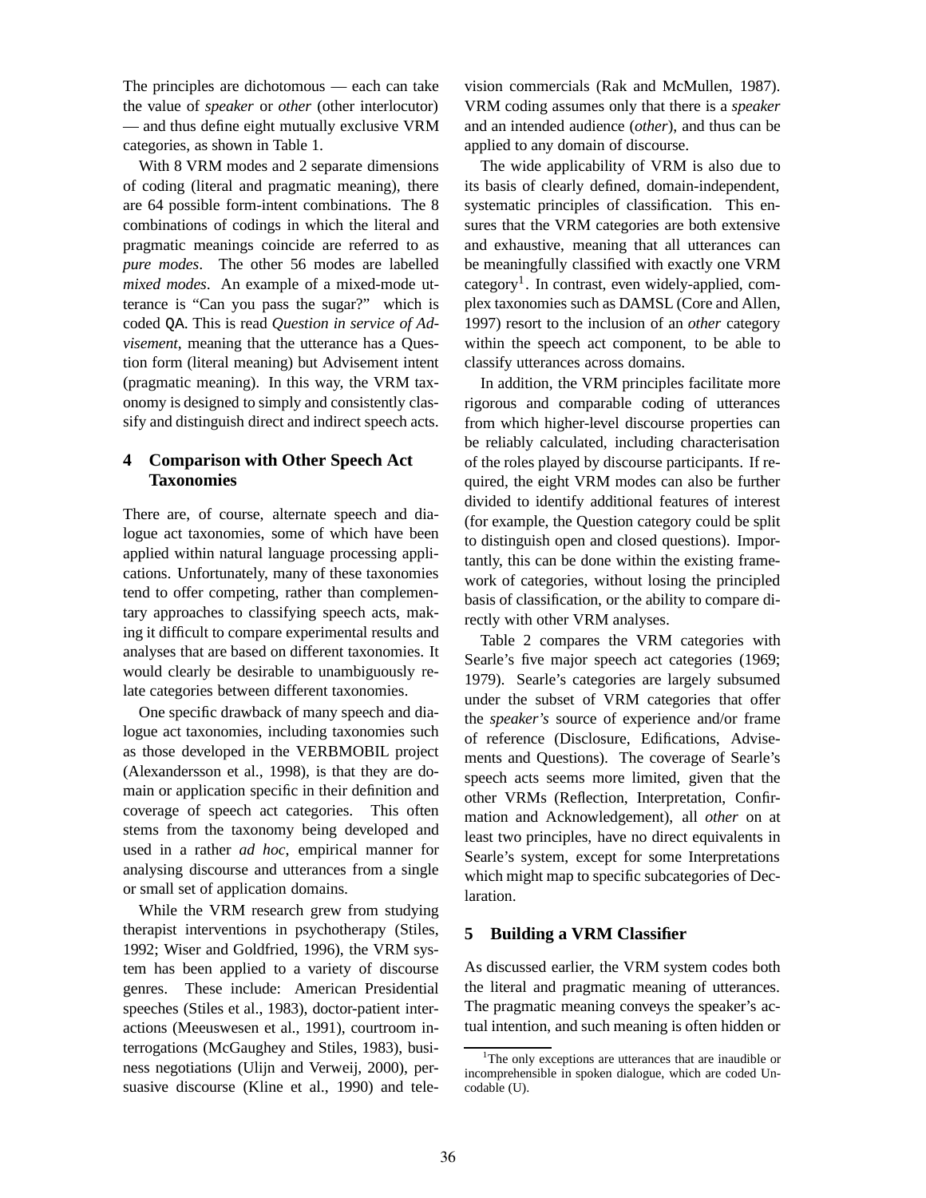The principles are dichotomous — each can take the value of *speaker* or *other* (other interlocutor) — and thus define eight mutually exclusive VRM categories, as shown in Table 1.

With 8 VRM modes and 2 separate dimensions of coding (literal and pragmatic meaning), there are 64 possible form-intent combinations. The 8 combinations of codings in which the literal and pragmatic meanings coincide are referred to as *pure modes*. The other 56 modes are labelled *mixed modes*. An example of a mixed-mode utterance is "Can you pass the sugar?" which is coded `QA`. This is read *Question in service of Advisement*, meaning that the utterance has a Question form (literal meaning) but Advisement intent (pragmatic meaning). In this way, the VRM taxonomy is designed to simply and consistently classify and distinguish direct and indirect speech acts.

## 4 Comparison with Other Speech Act Taxonomies

There are, of course, alternate speech and dialogue act taxonomies, some of which have been applied within natural language processing applications. Unfortunately, many of these taxonomies tend to offer competing, rather than complementary approaches to classifying speech acts, making it difficult to compare experimental results and analyses that are based on different taxonomies. It would clearly be desirable to unambiguously relate categories between different taxonomies.

One specific drawback of many speech and dialogue act taxonomies, including taxonomies such as those developed in the VERBMOBIL project (Alexandersson et al., 1998), is that they are domain or application specific in their definition and coverage of speech act categories. This often stems from the taxonomy being developed and used in a rather *ad hoc*, empirical manner for analysing discourse and utterances from a single or small set of application domains.

While the VRM research grew from studying therapist interventions in psychotherapy (Stiles, 1992; Wiser and Goldfried, 1996), the VRM system has been applied to a variety of discourse genres. These include: American Presidential speeches (Stiles et al., 1983), doctor-patient interactions (Meeuswesen et al., 1991), courtroom interrogations (McGaughey and Stiles, 1983), business negotiations (Ulijn and Verweij, 2000), persuasive discourse (Kline et al., 1990) and television commercials (Rak and McMullen, 1987). VRM coding assumes only that there is a *speaker* and an intended audience (*other*), and thus can be applied to any domain of discourse.

The wide applicability of VRM is also due to its basis of clearly defined, domain-independent, systematic principles of classification. This ensures that the VRM categories are both extensive and exhaustive, meaning that all utterances can be meaningfully classified with exactly one VRM category[1]. In contrast, even widely-applied, complex taxonomies such as DAMSL (Core and Allen, 1997) resort to the inclusion of an *other* category within the speech act component, to be able to classify utterances across domains.

In addition, the VRM principles facilitate more rigorous and comparable coding of utterances from which higher-level discourse properties can be reliably calculated, including characterisation of the roles played by discourse participants. If required, the eight VRM modes can also be further divided to identify additional features of interest (for example, the Question category could be split to distinguish open and closed questions). Importantly, this can be done within the existing framework of categories, without losing the principled basis of classification, or the ability to compare directly with other VRM analyses.

Table 2 compares the VRM categories with Searle's five major speech act categories (1969; 1979). Searle's categories are largely subsumed under the subset of VRM categories that offer the *speaker's* source of experience and/or frame of reference (Disclosure, Edifications, Advisements and Questions). The coverage of Searle's speech acts seems more limited, given that the other VRMs (Reflection, Interpretation, Confirmation and Acknowledgement), all *other* on at least two principles, have no direct equivalents in Searle's system, except for some Interpretations which might map to specific subcategories of Declaration.

## 5 Building a VRM Classifier

As discussed earlier, the VRM system codes both the literal and pragmatic meaning of utterances. The pragmatic meaning conveys the speaker's actual intention, and such meaning is often hidden or

[1] The only exceptions are utterances that are inaudible or incomprehensible in spoken dialogue, which are coded Uncodable (U).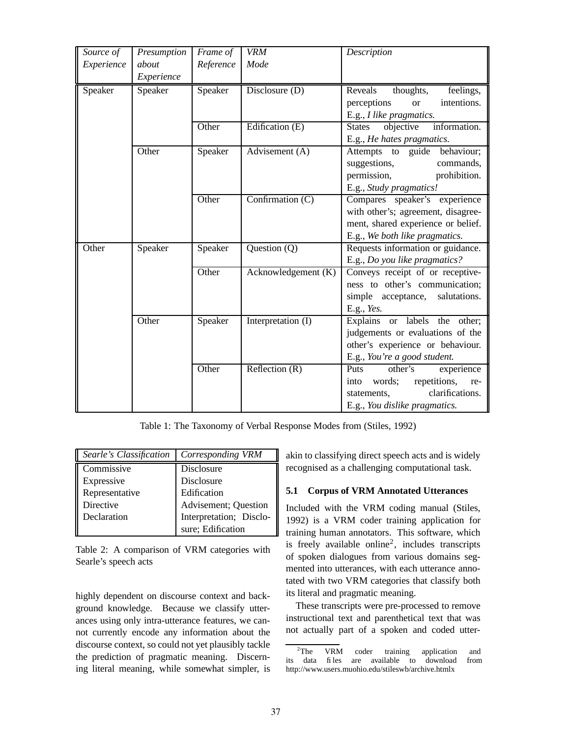| *Source of Experience* | *Presumption about Experience* | *Frame of Reference* | *VRM Mode* | *Description* |
|---|---|---|---|---|
| Speaker | Speaker | Speaker | Disclosure (D) | Reveals thoughts, feelings, perceptions or intentions. E.g., *I like pragmatics.* |
| | | Other | Edification (E) | States objective information. E.g., *He hates pragmatics.* |
| | Other | Speaker | Advisement (A) | Attempts to guide behaviour; suggestions, commands, permission, prohibition. E.g., *Study pragmatics!* |
| | | Other | Confirmation (C) | Compares speaker's experience with other's; agreement, disagreement, shared experience or belief. E.g., *We both like pragmatics.* |
| Other | Speaker | Speaker | Question (Q) | Requests information or guidance. E.g., *Do you like pragmatics?* |
| | | Other | Acknowledgement (K) | Conveys receipt of or receptiveness to other's communication; simple acceptance, salutations. E.g., *Yes.* |
| | Other | Speaker | Interpretation (I) | Explains or labels the other; judgements or evaluations of the other's experience or behaviour. E.g., *You're a good student.* |
| | | Other | Reflection (R) | Puts other's experience into words; repetitions, restatements, clarifications. E.g., *You dislike pragmatics.* |

Table 1: The Taxonomy of Verbal Response Modes from (Stiles, 1992)

| *Searle's Classification* | *Corresponding VRM* |
|---|---|
| Commissive | Disclosure |
| Expressive | Disclosure |
| Representative | Edification |
| Directive | Advisement; Question |
| Declaration | Interpretation; Disclosure; Edification |

Table 2: A comparison of VRM categories with Searle's speech acts

highly dependent on discourse context and background knowledge. Because we classify utterances using only intra-utterance features, we cannot currently encode any information about the discourse context, so could not yet plausibly tackle the prediction of pragmatic meaning. Discerning literal meaning, while somewhat simpler, is akin to classifying direct speech acts and is widely recognised as a challenging computational task.

### 5.1 Corpus of VRM Annotated Utterances

Included with the VRM coding manual (Stiles, 1992) is a VRM coder training application for training human annotators. This software, which is freely available online[2], includes transcripts of spoken dialogues from various domains segmented into utterances, with each utterance annotated with two VRM categories that classify both its literal and pragmatic meaning.

These transcripts were pre-processed to remove instructional text and parenthetical text that was not actually part of a spoken and coded utter-

[2]The VRM coder training application and its data files are available to download from http://www.users.muohio.edu/stileswb/archive.htmlx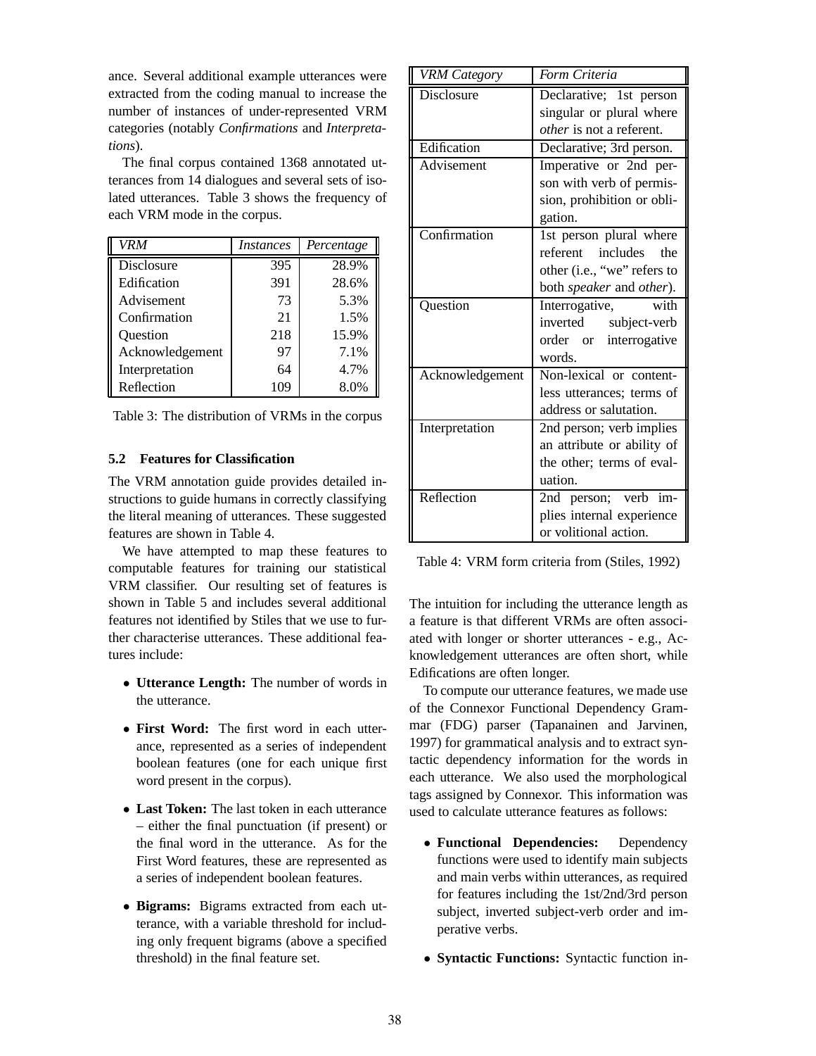ance. Several additional example utterances were extracted from the coding manual to increase the number of instances of under-represented VRM categories (notably *Confirmations* and *Interpretations*).

The final corpus contained 1368 annotated utterances from 14 dialogues and several sets of isolated utterances. Table 3 shows the frequency of each VRM mode in the corpus.

| *VRM* | *Instances* | *Percentage* |
|---|---|---|
| Disclosure | 395 | 28.9% |
| Edification | 391 | 28.6% |
| Advisement | 73 | 5.3% |
| Confirmation | 21 | 1.5% |
| Question | 218 | 15.9% |
| Acknowledgement | 97 | 7.1% |
| Interpretation | 64 | 4.7% |
| Reflection | 109 | 8.0% |

Table 3: The distribution of VRMs in the corpus

### 5.2 Features for Classification

The VRM annotation guide provides detailed instructions to guide humans in correctly classifying the literal meaning of utterances. These suggested features are shown in Table 4.

We have attempted to map these features to computable features for training our statistical VRM classifier. Our resulting set of features is shown in Table 5 and includes several additional features not identified by Stiles that we use to further characterise utterances. These additional features include:

- **Utterance Length:** The number of words in the utterance.
- **First Word:** The first word in each utterance, represented as a series of independent boolean features (one for each unique first word present in the corpus).
- **Last Token:** The last token in each utterance – either the final punctuation (if present) or the final word in the utterance. As for the First Word features, these are represented as a series of independent boolean features.
- **Bigrams:** Bigrams extracted from each utterance, with a variable threshold for including only frequent bigrams (above a specified threshold) in the final feature set.

| *VRM Category* | *Form Criteria* |
|---|---|
| Disclosure | Declarative; 1st person singular or plural where *other* is not a referent. |
| Edification | Declarative; 3rd person. |
| Advisement | Imperative or 2nd person with verb of permission, prohibition or obligation. |
| Confirmation | 1st person plural where referent includes the other (i.e., "we" refers to both *speaker* and *other*). |
| Question | Interrogative, with inverted subject-verb order or interrogative words. |
| Acknowledgement | Non-lexical or contentless utterances; terms of address or salutation. |
| Interpretation | 2nd person; verb implies an attribute or ability of the other; terms of evaluation. |
| Reflection | 2nd person; verb implies internal experience or volitional action. |

Table 4: VRM form criteria from (Stiles, 1992)

The intuition for including the utterance length as a feature is that different VRMs are often associated with longer or shorter utterances - e.g., Acknowledgement utterances are often short, while Edifications are often longer.

To compute our utterance features, we made use of the Connexor Functional Dependency Grammar (FDG) parser (Tapanainen and Jarvinen, 1997) for grammatical analysis and to extract syntactic dependency information for the words in each utterance. We also used the morphological tags assigned by Connexor. This information was used to calculate utterance features as follows:

- **Functional Dependencies:** Dependency functions were used to identify main subjects and main verbs within utterances, as required for features including the 1st/2nd/3rd person subject, inverted subject-verb order and imperative verbs.
- **Syntactic Functions:** Syntactic function in-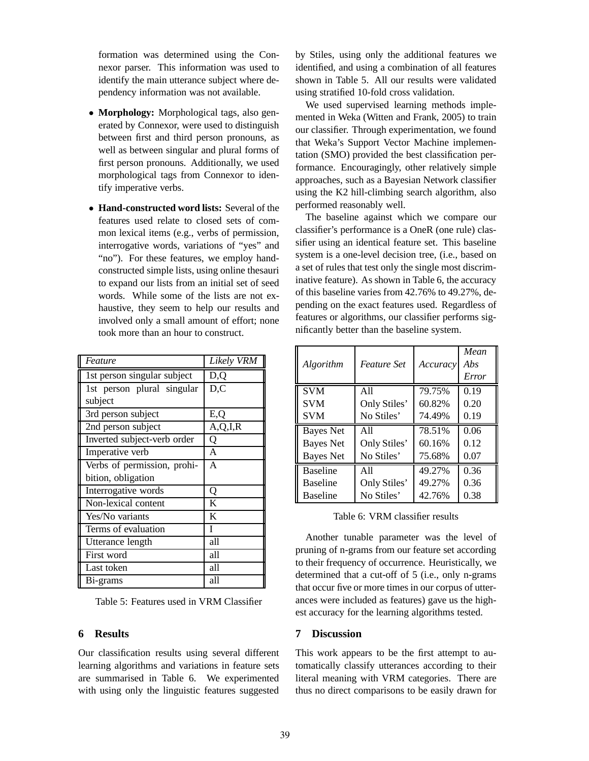formation was determined using the Connexor parser. This information was used to identify the main utterance subject where dependency information was not available.

- **Morphology:** Morphological tags, also generated by Connexor, were used to distinguish between first and third person pronouns, as well as between singular and plural forms of first person pronouns. Additionally, we used morphological tags from Connexor to identify imperative verbs.
- **Hand-constructed word lists:** Several of the features used relate to closed sets of common lexical items (e.g., verbs of permission, interrogative words, variations of "yes" and "no"). For these features, we employ hand-constructed simple lists, using online thesauri to expand our lists from an initial set of seed words. While some of the lists are not exhaustive, they seem to help our results and involved only a small amount of effort; none took more than an hour to construct.

| *Feature* | *Likely VRM* |
|---|---|
| 1st person singular subject | D,Q |
| 1st person plural singular subject | D,C |
| 3rd person subject | E,Q |
| 2nd person subject | A,Q,I,R |
| Inverted subject-verb order | Q |
| Imperative verb | A |
| Verbs of permission, prohibition, obligation | A |
| Interrogative words | Q |
| Non-lexical content | K |
| Yes/No variants | K |
| Terms of evaluation | I |
| Utterance length | all |
| First word | all |
| Last token | all |
| Bi-grams | all |

Table 5: Features used in VRM Classifier

## 6 Results

Our classification results using several different learning algorithms and variations in feature sets are summarised in Table 6. We experimented with using only the linguistic features suggested by Stiles, using only the additional features we identified, and using a combination of all features shown in Table 5. All our results were validated using stratified 10-fold cross validation.

We used supervised learning methods implemented in Weka (Witten and Frank, 2005) to train our classifier. Through experimentation, we found that Weka's Support Vector Machine implementation (SMO) provided the best classification performance. Encouragingly, other relatively simple approaches, such as a Bayesian Network classifier using the K2 hill-climbing search algorithm, also performed reasonably well.

The baseline against which we compare our classifier's performance is a OneR (one rule) classifier using an identical feature set. This baseline system is a one-level decision tree, (i.e., based on a set of rules that test only the single most discriminative feature). As shown in Table 6, the accuracy of this baseline varies from 42.76% to 49.27%, depending on the exact features used. Regardless of features or algorithms, our classifier performs significantly better than the baseline system.

| *Algorithm* | *Feature Set* | *Accuracy* | *Mean Abs Error* |
|---|---|---|---|
| SVM | All | 79.75% | 0.19 |
| SVM | Only Stiles' | 60.82% | 0.20 |
| SVM | No Stiles' | 74.49% | 0.19 |
| Bayes Net | All | 78.51% | 0.06 |
| Bayes Net | Only Stiles' | 60.16% | 0.12 |
| Bayes Net | No Stiles' | 75.68% | 0.07 |
| Baseline | All | 49.27% | 0.36 |
| Baseline | Only Stiles' | 49.27% | 0.36 |
| Baseline | No Stiles' | 42.76% | 0.38 |

Table 6: VRM classifier results

Another tunable parameter was the level of pruning of n-grams from our feature set according to their frequency of occurrence. Heuristically, we determined that a cut-off of 5 (i.e., only n-grams that occur five or more times in our corpus of utterances were included as features) gave us the highest accuracy for the learning algorithms tested.

## 7 Discussion

This work appears to be the first attempt to automatically classify utterances according to their literal meaning with VRM categories. There are thus no direct comparisons to be easily drawn for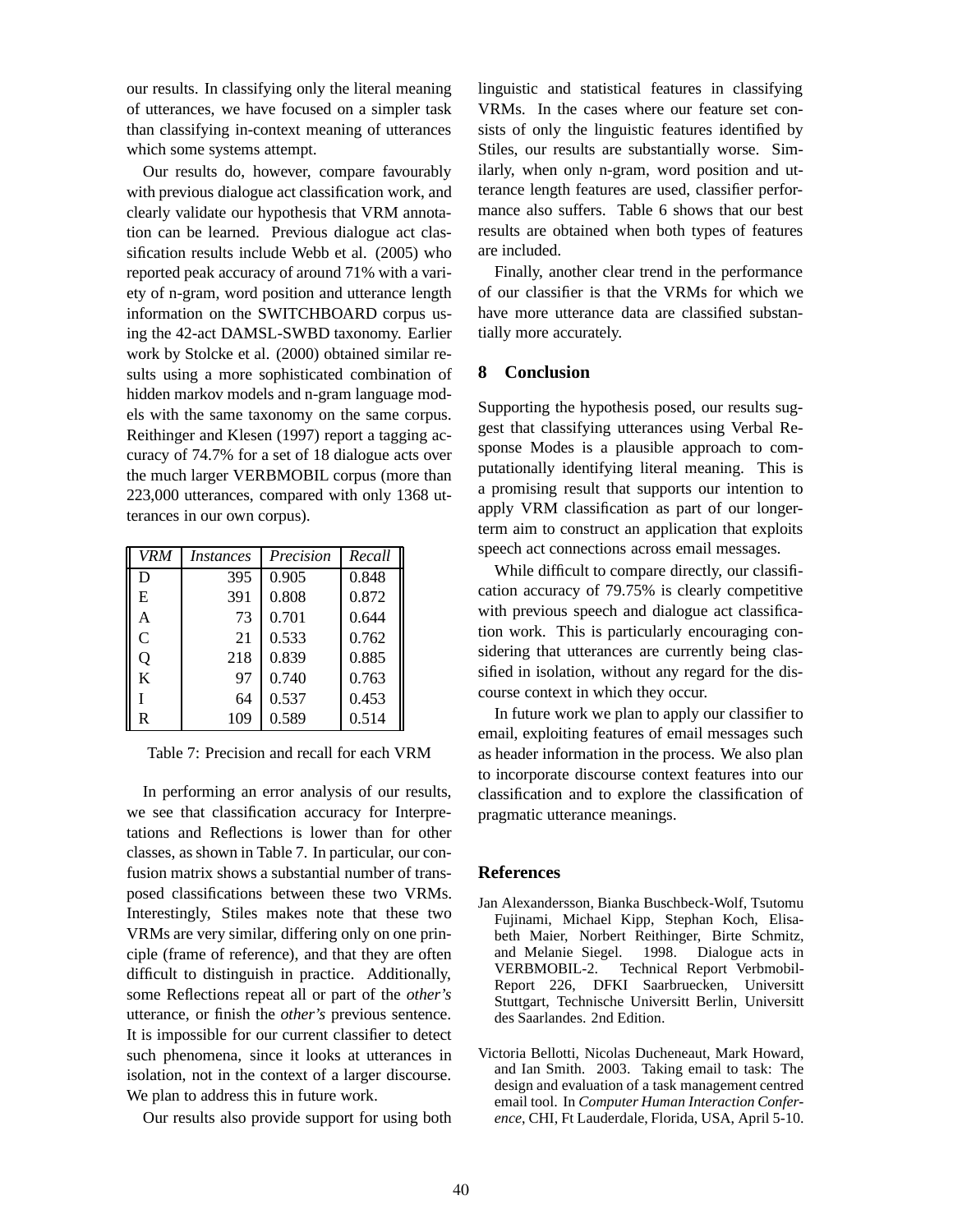our results. In classifying only the literal meaning of utterances, we have focused on a simpler task than classifying in-context meaning of utterances which some systems attempt.

Our results do, however, compare favourably with previous dialogue act classification work, and clearly validate our hypothesis that VRM annotation can be learned. Previous dialogue act classification results include Webb et al. (2005) who reported peak accuracy of around 71% with a variety of n-gram, word position and utterance length information on the SWITCHBOARD corpus using the 42-act DAMSL-SWBD taxonomy. Earlier work by Stolcke et al. (2000) obtained similar results using a more sophisticated combination of hidden markov models and n-gram language models with the same taxonomy on the same corpus. Reithinger and Klesen (1997) report a tagging accuracy of 74.7% for a set of 18 dialogue acts over the much larger VERBMOBIL corpus (more than 223,000 utterances, compared with only 1368 utterances in our own corpus).

| *VRM* | *Instances* | *Precision* | *Recall* |
|---|---|---|---|
| D | 395 | 0.905 | 0.848 |
| E | 391 | 0.808 | 0.872 |
| A | 73 | 0.701 | 0.644 |
| C | 21 | 0.533 | 0.762 |
| Q | 218 | 0.839 | 0.885 |
| K | 97 | 0.740 | 0.763 |
| I | 64 | 0.537 | 0.453 |
| R | 109 | 0.589 | 0.514 |

Table 7: Precision and recall for each VRM

In performing an error analysis of our results, we see that classification accuracy for Interpretations and Reflections is lower than for other classes, as shown in Table 7. In particular, our confusion matrix shows a substantial number of transposed classifications between these two VRMs. Interestingly, Stiles makes note that these two VRMs are very similar, differing only on one principle (frame of reference), and that they are often difficult to distinguish in practice. Additionally, some Reflections repeat all or part of the *other's* utterance, or finish the *other's* previous sentence. It is impossible for our current classifier to detect such phenomena, since it looks at utterances in isolation, not in the context of a larger discourse. We plan to address this in future work.

Our results also provide support for using both linguistic and statistical features in classifying VRMs. In the cases where our feature set consists of only the linguistic features identified by Stiles, our results are substantially worse. Similarly, when only n-gram, word position and utterance length features are used, classifier performance also suffers. Table 6 shows that our best results are obtained when both types of features are included.

Finally, another clear trend in the performance of our classifier is that the VRMs for which we have more utterance data are classified substantially more accurately.

## 8 Conclusion

Supporting the hypothesis posed, our results suggest that classifying utterances using Verbal Response Modes is a plausible approach to computationally identifying literal meaning. This is a promising result that supports our intention to apply VRM classification as part of our longer-term aim to construct an application that exploits speech act connections across email messages.

While difficult to compare directly, our classification accuracy of 79.75% is clearly competitive with previous speech and dialogue act classification work. This is particularly encouraging considering that utterances are currently being classified in isolation, without any regard for the discourse context in which they occur.

In future work we plan to apply our classifier to email, exploiting features of email messages such as header information in the process. We also plan to incorporate discourse context features into our classification and to explore the classification of pragmatic utterance meanings.

## References

Jan Alexandersson, Bianka Buschbeck-Wolf, Tsutomu Fujinami, Michael Kipp, Stephan Koch, Elisabeth Maier, Norbert Reithinger, Birte Schmitz, and Melanie Siegel. 1998. Dialogue acts in VERBMOBIL-2. Technical Report Verbmobil-Report 226, DFKI Saarbruecken, Universitt Stuttgart, Technische Universitt Berlin, Universitt des Saarlandes. 2nd Edition.

Victoria Bellotti, Nicolas Ducheneaut, Mark Howard, and Ian Smith. 2003. Taking email to task: The design and evaluation of a task management centred email tool. In *Computer Human Interaction Conference*, CHI, Ft Lauderdale, Florida, USA, April 5-10.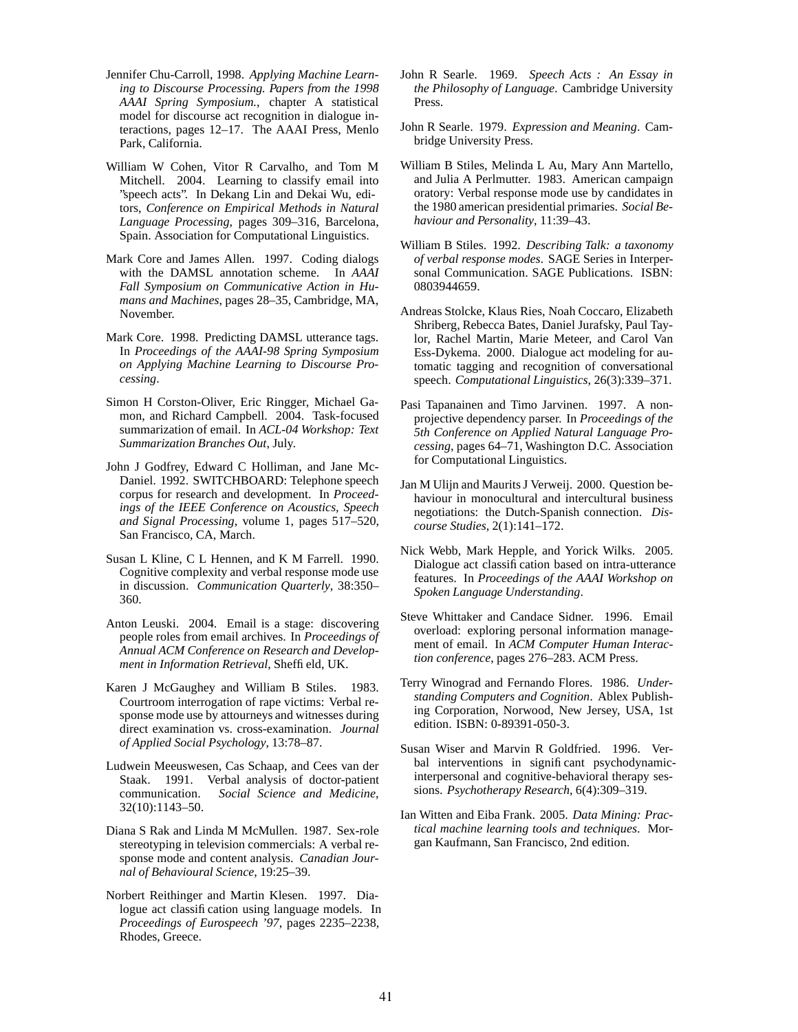Jennifer Chu-Carroll, 1998. *Applying Machine Learning to Discourse Processing. Papers from the 1998 AAAI Spring Symposium.*, chapter A statistical model for discourse act recognition in dialogue interactions, pages 12–17. The AAAI Press, Menlo Park, California.

William W Cohen, Vitor R Carvalho, and Tom M Mitchell. 2004. Learning to classify email into "speech acts". In Dekang Lin and Dekai Wu, editors, *Conference on Empirical Methods in Natural Language Processing*, pages 309–316, Barcelona, Spain. Association for Computational Linguistics.

Mark Core and James Allen. 1997. Coding dialogs with the DAMSL annotation scheme. In *AAAI Fall Symposium on Communicative Action in Humans and Machines*, pages 28–35, Cambridge, MA, November.

Mark Core. 1998. Predicting DAMSL utterance tags. In *Proceedings of the AAAI-98 Spring Symposium on Applying Machine Learning to Discourse Processing*.

Simon H Corston-Oliver, Eric Ringger, Michael Gamon, and Richard Campbell. 2004. Task-focused summarization of email. In *ACL-04 Workshop: Text Summarization Branches Out*, July.

John J Godfrey, Edward C Holliman, and Jane McDaniel. 1992. SWITCHBOARD: Telephone speech corpus for research and development. In *Proceedings of the IEEE Conference on Acoustics, Speech and Signal Processing*, volume 1, pages 517–520, San Francisco, CA, March.

Susan L Kline, C L Hennen, and K M Farrell. 1990. Cognitive complexity and verbal response mode use in discussion. *Communication Quarterly*, 38:350–360.

Anton Leuski. 2004. Email is a stage: discovering people roles from email archives. In *Proceedings of Annual ACM Conference on Research and Development in Information Retrieval*, Sheffield, UK.

Karen J McGaughey and William B Stiles. 1983. Courtroom interrogation of rape victims: Verbal response mode use by attourneys and witnesses during direct examination vs. cross-examination. *Journal of Applied Social Psychology*, 13:78–87.

Ludwein Meeuswesen, Cas Schaap, and Cees van der Staak. 1991. Verbal analysis of doctor-patient communication. *Social Science and Medicine*, 32(10):1143–50.

Diana S Rak and Linda M McMullen. 1987. Sex-role stereotyping in television commercials: A verbal response mode and content analysis. *Canadian Journal of Behavioural Science*, 19:25–39.

Norbert Reithinger and Martin Klesen. 1997. Dialogue act classification using language models. In *Proceedings of Eurospeech '97*, pages 2235–2238, Rhodes, Greece.

John R Searle. 1969. *Speech Acts : An Essay in the Philosophy of Language*. Cambridge University Press.

John R Searle. 1979. *Expression and Meaning*. Cambridge University Press.

William B Stiles, Melinda L Au, Mary Ann Martello, and Julia A Perlmutter. 1983. American campaign oratory: Verbal response mode use by candidates in the 1980 american presidential primaries. *Social Behaviour and Personality*, 11:39–43.

William B Stiles. 1992. *Describing Talk: a taxonomy of verbal response modes*. SAGE Series in Interpersonal Communication. SAGE Publications. ISBN: 0803944659.

Andreas Stolcke, Klaus Ries, Noah Coccaro, Elizabeth Shriberg, Rebecca Bates, Daniel Jurafsky, Paul Taylor, Rachel Martin, Marie Meteer, and Carol Van Ess-Dykema. 2000. Dialogue act modeling for automatic tagging and recognition of conversational speech. *Computational Linguistics*, 26(3):339–371.

Pasi Tapanainen and Timo Jarvinen. 1997. A non-projective dependency parser. In *Proceedings of the 5th Conference on Applied Natural Language Processing*, pages 64–71, Washington D.C. Association for Computational Linguistics.

Jan M Ulijn and Maurits J Verweij. 2000. Question behaviour in monocultural and intercultural business negotiations: the Dutch-Spanish connection. *Discourse Studies*, 2(1):141–172.

Nick Webb, Mark Hepple, and Yorick Wilks. 2005. Dialogue act classification based on intra-utterance features. In *Proceedings of the AAAI Workshop on Spoken Language Understanding*.

Steve Whittaker and Candace Sidner. 1996. Email overload: exploring personal information management of email. In *ACM Computer Human Interaction conference*, pages 276–283. ACM Press.

Terry Winograd and Fernando Flores. 1986. *Understanding Computers and Cognition*. Ablex Publishing Corporation, Norwood, New Jersey, USA, 1st edition. ISBN: 0-89391-050-3.

Susan Wiser and Marvin R Goldfried. 1996. Verbal interventions in significant psychodynamic-interpersonal and cognitive-behavioral therapy sessions. *Psychotherapy Research*, 6(4):309–319.

Ian Witten and Eiba Frank. 2005. *Data Mining: Practical machine learning tools and techniques*. Morgan Kaufmann, San Francisco, 2nd edition.